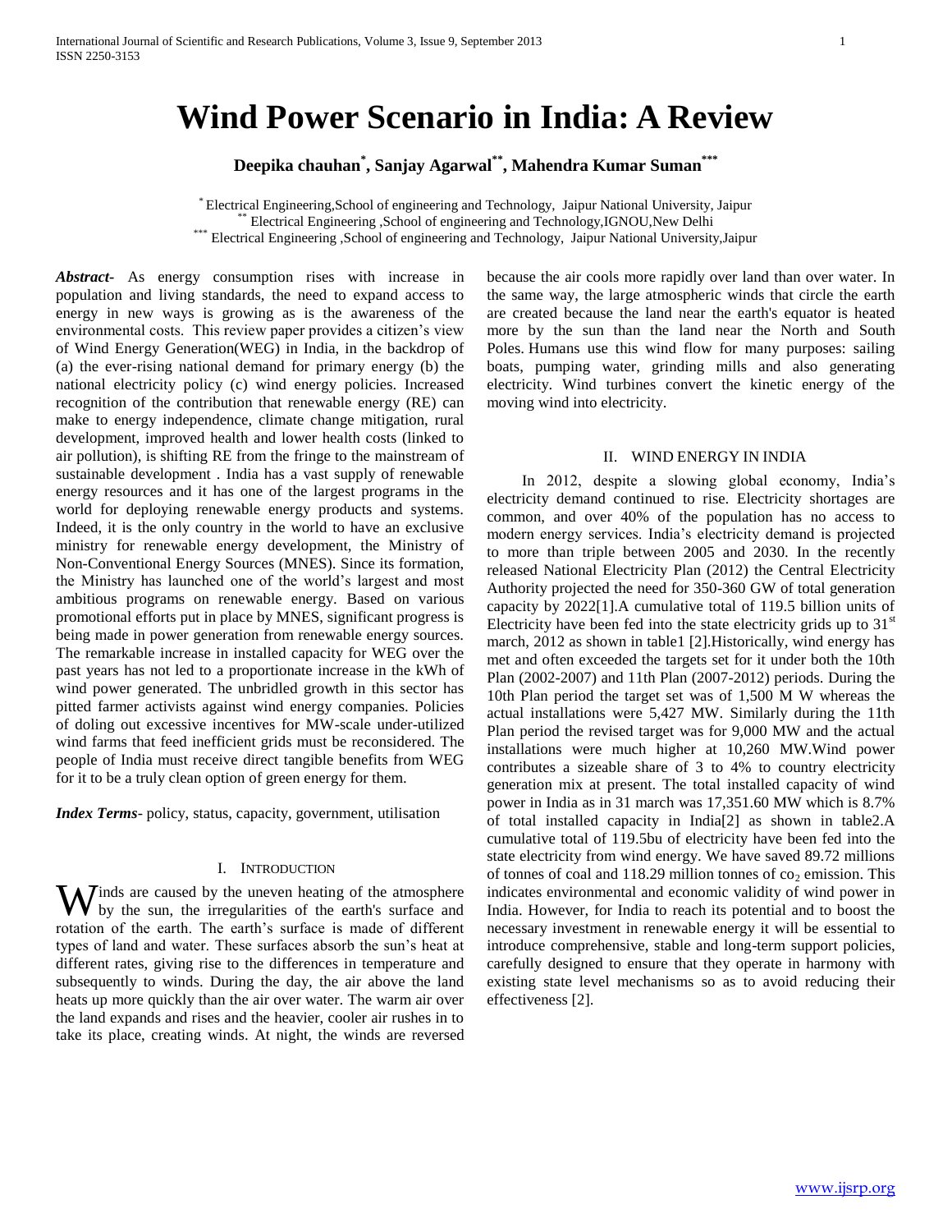# Wind Power Scenario in India: A Review

**Deepika chauhan[*], Sanjay Agarwal[**], Mahendra Kumar Suman[***]**

[*] Electrical Engineering,School of engineering and Technology, Jaipur National University, Jaipur
[**] Electrical Engineering ,School of engineering and Technology,IGNOU,New Delhi
[***] Electrical Engineering ,School of engineering and Technology, Jaipur National University,Jaipur

***Abstract-*** As energy consumption rises with increase in population and living standards, the need to expand access to energy in new ways is growing as is the awareness of the environmental costs. This review paper provides a citizen's view of Wind Energy Generation(WEG) in India, in the backdrop of (a) the ever-rising national demand for primary energy (b) the national electricity policy (c) wind energy policies. Increased recognition of the contribution that renewable energy (RE) can make to energy independence, climate change mitigation, rural development, improved health and lower health costs (linked to air pollution), is shifting RE from the fringe to the mainstream of sustainable development . India has a vast supply of renewable energy resources and it has one of the largest programs in the world for deploying renewable energy products and systems. Indeed, it is the only country in the world to have an exclusive ministry for renewable energy development, the Ministry of Non-Conventional Energy Sources (MNES). Since its formation, the Ministry has launched one of the world's largest and most ambitious programs on renewable energy. Based on various promotional efforts put in place by MNES, significant progress is being made in power generation from renewable energy sources. The remarkable increase in installed capacity for WEG over the past years has not led to a proportionate increase in the kWh of wind power generated. The unbridled growth in this sector has pitted farmer activists against wind energy companies. Policies of doling out excessive incentives for MW-scale under-utilized wind farms that feed inefficient grids must be reconsidered. The people of India must receive direct tangible benefits from WEG for it to be a truly clean option of green energy for them.

***Index Terms***- policy, status, capacity, government, utilisation

## I. Introduction

Winds are caused by the uneven heating of the atmosphere by the sun, the irregularities of the earth's surface and rotation of the earth. The earth's surface is made of different types of land and water. These surfaces absorb the sun's heat at different rates, giving rise to the differences in temperature and subsequently to winds. During the day, the air above the land heats up more quickly than the air over water. The warm air over the land expands and rises and the heavier, cooler air rushes in to take its place, creating winds. At night, the winds are reversed because the air cools more rapidly over land than over water. In the same way, the large atmospheric winds that circle the earth are created because the land near the earth's equator is heated more by the sun than the land near the North and South Poles. Humans use this wind flow for many purposes: sailing boats, pumping water, grinding mills and also generating electricity. Wind turbines convert the kinetic energy of the moving wind into electricity.

## II. Wind Energy in India

In 2012, despite a slowing global economy, India's electricity demand continued to rise. Electricity shortages are common, and over 40% of the population has no access to modern energy services. India's electricity demand is projected to more than triple between 2005 and 2030. In the recently released National Electricity Plan (2012) the Central Electricity Authority projected the need for 350-360 GW of total generation capacity by 2022[1].A cumulative total of 119.5 billion units of Electricity have been fed into the state electricity grids up to 31st march, 2012 as shown in table1 [2].Historically, wind energy has met and often exceeded the targets set for it under both the 10th Plan (2002-2007) and 11th Plan (2007-2012) periods. During the 10th Plan period the target set was of 1,500 M W whereas the actual installations were 5,427 MW. Similarly during the 11th Plan period the revised target was for 9,000 MW and the actual installations were much higher at 10,260 MW.Wind power contributes a sizeable share of 3 to 4% to country electricity generation mix at present. The total installed capacity of wind power in India as in 31 march was 17,351.60 MW which is 8.7% of total installed capacity in India[2] as shown in table2.A cumulative total of 119.5bu of electricity have been fed into the state electricity from wind energy. We have saved 89.72 millions of tonnes of coal and 118.29 million tonnes of $co_2$ emission. This indicates environmental and economic validity of wind power in India. However, for India to reach its potential and to boost the necessary investment in renewable energy it will be essential to introduce comprehensive, stable and long-term support policies, carefully designed to ensure that they operate in harmony with existing state level mechanisms so as to avoid reducing their effectiveness [2].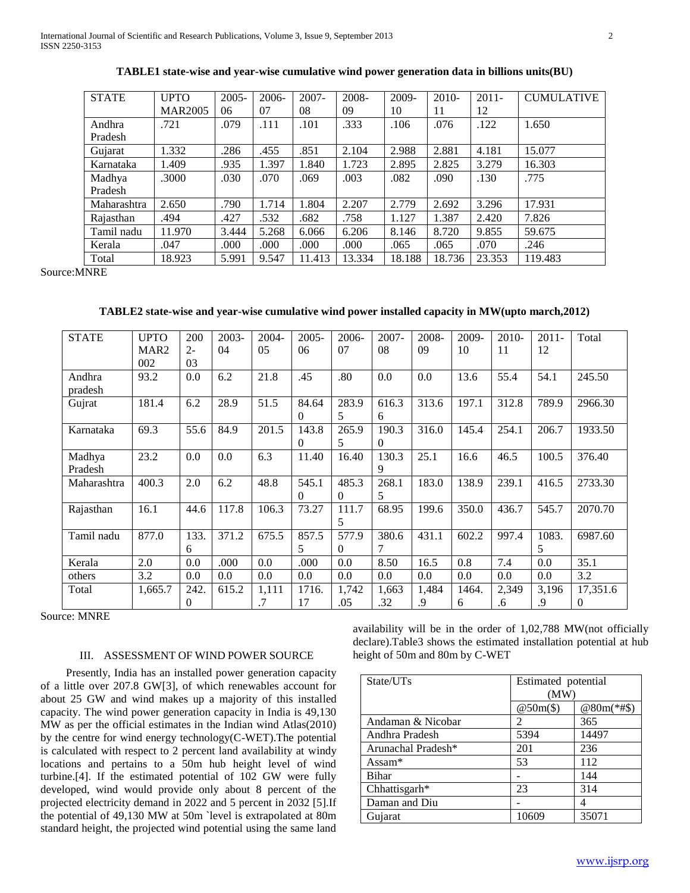**TABLE1 state-wise and year-wise cumulative wind power generation data in billions units(BU)**

| STATE | UPTO MAR2005 | 2005-06 | 2006-07 | 2007-08 | 2008-09 | 2009-10 | 2010-11 | 2011-12 | CUMULATIVE |
|---|---|---|---|---|---|---|---|---|---|
| Andhra Pradesh | .721 | .079 | .111 | .101 | .333 | .106 | .076 | .122 | 1.650 |
| Gujarat | 1.332 | .286 | .455 | .851 | 2.104 | 2.988 | 2.881 | 4.181 | 15.077 |
| Karnataka | 1.409 | .935 | 1.397 | 1.840 | 1.723 | 2.895 | 2.825 | 3.279 | 16.303 |
| Madhya Pradesh | .3000 | .030 | .070 | .069 | .003 | .082 | .090 | .130 | .775 |
| Maharashtra | 2.650 | .790 | 1.714 | 1.804 | 2.207 | 2.779 | 2.692 | 3.296 | 17.931 |
| Rajasthan | .494 | .427 | .532 | .682 | .758 | 1.127 | 1.387 | 2.420 | 7.826 |
| Tamil nadu | 11.970 | 3.444 | 5.268 | 6.066 | 6.206 | 8.146 | 8.720 | 9.855 | 59.675 |
| Kerala | .047 | .000 | .000 | .000 | .000 | .065 | .065 | .070 | .246 |
| Total | 18.923 | 5.991 | 9.547 | 11.413 | 13.334 | 18.188 | 18.736 | 23.353 | 119.483 |

Source:MNRE

**TABLE2 state-wise and year-wise cumulative wind power installed capacity in MW(upto march,2012)**

| STATE | UPTO MAR2002 | 2002-03 | 2003-04 | 2004-05 | 2005-06 | 2006-07 | 2007-08 | 2008-09 | 2009-10 | 2010-11 | 2011-12 | Total |
|---|---|---|---|---|---|---|---|---|---|---|---|---|
| Andhra pradesh | 93.2 | 0.0 | 6.2 | 21.8 | .45 | .80 | 0.0 | 0.0 | 13.6 | 55.4 | 54.1 | 245.50 |
| Gujrat | 181.4 | 6.2 | 28.9 | 51.5 | 84.640 | 283.95 | 616.36 | 313.6 | 197.1 | 312.8 | 789.9 | 2966.30 |
| Karnataka | 69.3 | 55.6 | 84.9 | 201.5 | 143.80 | 265.95 | 190.30 | 316.0 | 145.4 | 254.1 | 206.7 | 1933.50 |
| Madhya Pradesh | 23.2 | 0.0 | 0.0 | 6.3 | 11.40 | 16.40 | 130.39 | 25.1 | 16.6 | 46.5 | 100.5 | 376.40 |
| Maharashtra | 400.3 | 2.0 | 6.2 | 48.8 | 545.10 | 485.30 | 268.15 | 183.0 | 138.9 | 239.1 | 416.5 | 2733.30 |
| Rajasthan | 16.1 | 44.6 | 117.8 | 106.3 | 73.27 | 111.75 | 68.95 | 199.6 | 350.0 | 436.7 | 545.7 | 2070.70 |
| Tamil nadu | 877.0 | 133.6 | 371.2 | 675.5 | 857.55 | 577.90 | 380.67 | 431.1 | 602.2 | 997.4 | 1083.5 | 6987.60 |
| Kerala | 2.0 | 0.0 | .000 | 0.0 | .000 | 0.0 | 8.50 | 16.5 | 0.8 | 7.4 | 0.0 | 35.1 |
| others | 3.2 | 0.0 | 0.0 | 0.0 | 0.0 | 0.0 | 0.0 | 0.0 | 0.0 | 0.0 | 0.0 | 3.2 |
| Total | 1,665.7 | 242.0 | 615.2 | 1,111.7 | 1716.17 | 1,742.05 | 1,663.32 | 1,484.9 | 1464.6 | 2,349.6 | 3,196.9 | 17,351.60 |

Source: MNRE

## III. ASSESSMENT OF WIND POWER SOURCE

Presently, India has an installed power generation capacity of a little over 207.8 GW[3], of which renewables account for about 25 GW and wind makes up a majority of this installed capacity. The wind power generation capacity in India is 49,130 MW as per the official estimates in the Indian wind Atlas(2010) by the centre for wind energy technology(C-WET).The potential is calculated with respect to 2 percent land availability at windy locations and pertains to a 50m hub height level of wind turbine.[4]. If the estimated potential of 102 GW were fully developed, wind would provide only about 8 percent of the projected electricity demand in 2022 and 5 percent in 2032 [5].If the potential of 49,130 MW at 50m `level is extrapolated at 80m standard height, the projected wind potential using the same land availability will be in the order of 1,02,788 MW(not officially declare).Table3 shows the estimated installation potential at hub height of 50m and 80m by C-WET

| State/UTs | Estimated potential (MW) | |
|---|---|---|
| | @50m($) | @80m(*#$) |
| Andaman & Nicobar | 2 | 365 |
| Andhra Pradesh | 5394 | 14497 |
| Arunachal Pradesh* | 201 | 236 |
| Assam* | 53 | 112 |
| Bihar | - | 144 |
| Chhattisgarh* | 23 | 314 |
| Daman and Diu | - | 4 |
| Gujarat | 10609 | 35071 |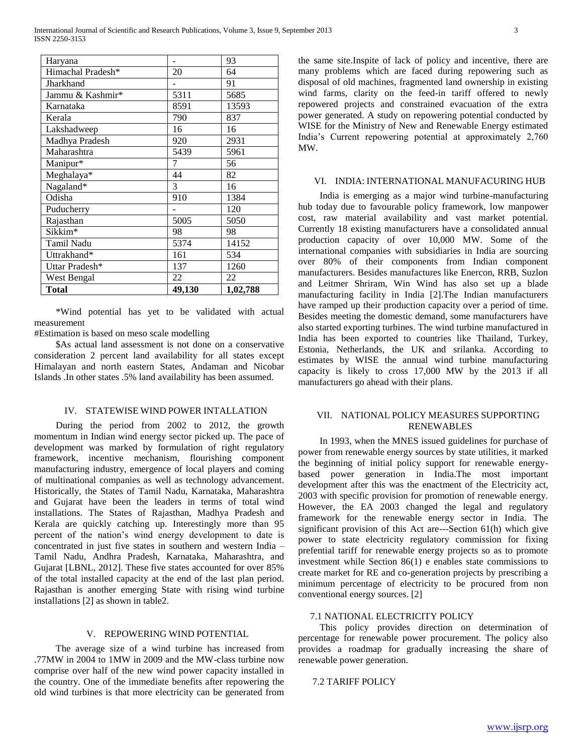| Haryana | - | 93 |
|---|---|---|
| Himachal Pradesh* | 20 | 64 |
| Jharkhand | - | 91 |
| Jammu & Kashmir* | 5311 | 5685 |
| Karnataka | 8591 | 13593 |
| Kerala | 790 | 837 |
| Lakshadweep | 16 | 16 |
| Madhya Pradesh | 920 | 2931 |
| Maharashtra | 5439 | 5961 |
| Manipur* | 7 | 56 |
| Meghalaya* | 44 | 82 |
| Nagaland* | 3 | 16 |
| Odisha | 910 | 1384 |
| Puducherry | - | 120 |
| Rajasthan | 5005 | 5050 |
| Sikkim* | 98 | 98 |
| Tamil Nadu | 5374 | 14152 |
| Uttrakhand* | 161 | 534 |
| Uttar Pradesh* | 137 | 1260 |
| West Bengal | 22 | 22 |
| **Total** | **49,130** | **1,02,788** |

*Wind potential has yet to be validated with actual measurement

#Estimation is based on meso scale modelling

$As actual land assessment is not done on a conservative consideration 2 percent land availability for all states except Himalayan and north eastern States, Andaman and Nicobar Islands .In other states .5% land availability has been assumed.

## IV. STATEWISE WIND POWER INTALLATION

During the period from 2002 to 2012, the growth momentum in Indian wind energy sector picked up. The pace of development was marked by formulation of right regulatory framework, incentive mechanism, flourishing component manufacturing industry, emergence of local players and coming of multinational companies as well as technology advancement. Historically, the States of Tamil Nadu, Karnataka, Maharashtra and Gujarat have been the leaders in terms of total wind installations. The States of Rajasthan, Madhya Pradesh and Kerala are quickly catching up. Interestingly more than 95 percent of the nation's wind energy development to date is concentrated in just five states in southern and western India – Tamil Nadu, Andhra Pradesh, Karnataka, Maharashtra, and Gujarat [LBNL, 2012]. These five states accounted for over 85% of the total installed capacity at the end of the last plan period. Rajasthan is another emerging State with rising wind turbine installations [2] as shown in table2.

## V. REPOWERING WIND POTENTIAL

The average size of a wind turbine has increased from .77MW in 2004 to 1MW in 2009 and the MW-class turbine now comprise over half of the new wind power capacity installed in the country. One of the immediate benefits after repowering the old wind turbines is that more electricity can be generated from the same site.Inspite of lack of policy and incentive, there are many problems which are faced during repowering such as disposal of old machines, fragmented land ownership in existing wind farms, clarity on the feed-in tariff offered to newly repowered projects and constrained evacuation of the extra power generated. A study on repowering potential conducted by WISE for the Ministry of New and Renewable Energy estimated India's Current repowering potential at approximately 2,760 MW.

## VI. INDIA: INTERNATIONAL MANUFACURING HUB

India is emerging as a major wind turbine-manufacturing hub today due to favourable policy framework, low manpower cost, raw material availability and vast market potential. Currently 18 existing manufacturers have a consolidated annual production capacity of over 10,000 MW. Some of the international companies with subsidiaries in India are sourcing over 80% of their components from Indian component manufacturers. Besides manufactures like Enercon, RRB, Suzlon and Leitmer Shriram, Win Wind has also set up a blade manufacturing facility in India [2].The Indian manufacturers have ramped up their production capacity over a period of time. Besides meeting the domestic demand, some manufacturers have also started exporting turbines. The wind turbine manufactured in India has been exported to countries like Thailand, Turkey, Estonia, Netherlands, the UK and srilanka. According to estimates by WISE the annual wind turbine manufacturing capacity is likely to cross 17,000 MW by the 2013 if all manufacturers go ahead with their plans.

## VII. NATIONAL POLICY MEASURES SUPPORTING RENEWABLES

In 1993, when the MNES issued guidelines for purchase of power from renewable energy sources by state utilities, it marked the beginning of initial policy support for renewable energy-based power generation in India.The most important development after this was the enactment of the Electricity act, 2003 with specific provision for promotion of renewable energy. However, the EA 2003 changed the legal and regulatory framework for the renewable energy sector in India. The significant provision of this Act are---Section 61(h) which give power to state electricity regulatory commission for fixing prefential tariff for renewable energy projects so as to promote investment while Section 86(1) e enables state commissions to create market for RE and co-generation projects by prescribing a minimum percentage of electricity to be procured from non conventional energy sources. [2]

### 7.1 NATIONAL ELECTRICITY POLICY

This policy provides direction on determination of percentage for renewable power procurement. The policy also provides a roadmap for gradually increasing the share of renewable power generation.

### 7.2 TARIFF POLICY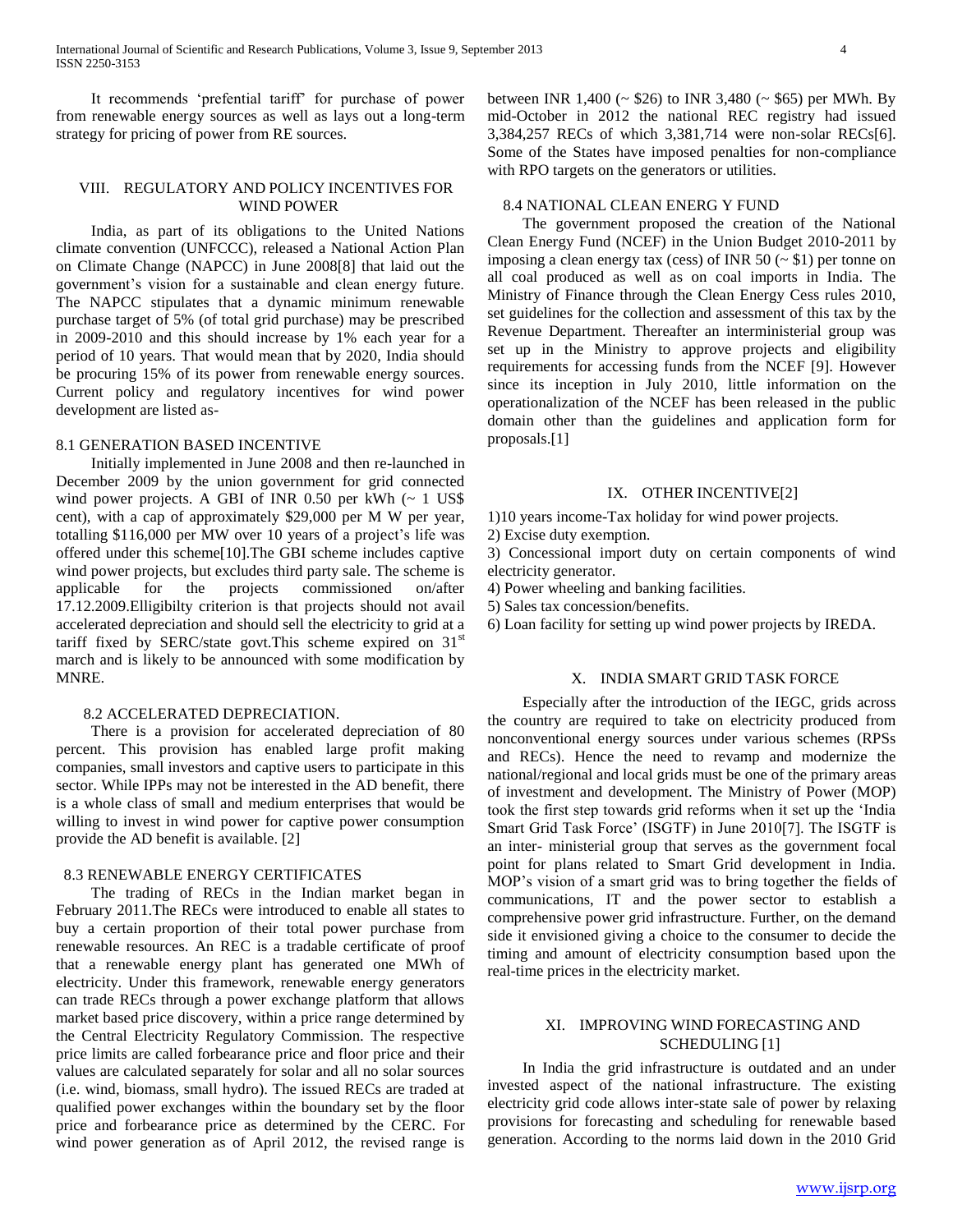It recommends 'prefential tariff' for purchase of power from renewable energy sources as well as lays out a long-term strategy for pricing of power from RE sources.

## VIII. REGULATORY AND POLICY INCENTIVES FOR WIND POWER

India, as part of its obligations to the United Nations climate convention (UNFCCC), released a National Action Plan on Climate Change (NAPCC) in June 2008[8] that laid out the government's vision for a sustainable and clean energy future. The NAPCC stipulates that a dynamic minimum renewable purchase target of 5% (of total grid purchase) may be prescribed in 2009-2010 and this should increase by 1% each year for a period of 10 years. That would mean that by 2020, India should be procuring 15% of its power from renewable energy sources. Current policy and regulatory incentives for wind power development are listed as-

### 8.1 GENERATION BASED INCENTIVE

Initially implemented in June 2008 and then re-launched in December 2009 by the union government for grid connected wind power projects. A GBI of INR 0.50 per kWh (~ 1 US$ cent), with a cap of approximately $29,000 per M W per year, totalling $116,000 per MW over 10 years of a project's life was offered under this scheme[10].The GBI scheme includes captive wind power projects, but excludes third party sale. The scheme is applicable for the projects commissioned on/after 17.12.2009.Elligibilty criterion is that projects should not avail accelerated depreciation and should sell the electricity to grid at a tariff fixed by SERC/state govt.This scheme expired on 31st march and is likely to be announced with some modification by MNRE.

### 8.2 ACCELERATED DEPRECIATION.

There is a provision for accelerated depreciation of 80 percent. This provision has enabled large profit making companies, small investors and captive users to participate in this sector. While IPPs may not be interested in the AD benefit, there is a whole class of small and medium enterprises that would be willing to invest in wind power for captive power consumption provide the AD benefit is available. [2]

### 8.3 RENEWABLE ENERGY CERTIFICATES

The trading of RECs in the Indian market began in February 2011.The RECs were introduced to enable all states to buy a certain proportion of their total power purchase from renewable resources. An REC is a tradable certificate of proof that a renewable energy plant has generated one MWh of electricity. Under this framework, renewable energy generators can trade RECs through a power exchange platform that allows market based price discovery, within a price range determined by the Central Electricity Regulatory Commission. The respective price limits are called forbearance price and floor price and their values are calculated separately for solar and all no solar sources (i.e. wind, biomass, small hydro). The issued RECs are traded at qualified power exchanges within the boundary set by the floor price and forbearance price as determined by the CERC. For wind power generation as of April 2012, the revised range is between INR 1,400 (~ $26) to INR 3,480 (~ $65) per MWh. By mid-October in 2012 the national REC registry had issued 3,384,257 RECs of which 3,381,714 were non-solar RECs[6]. Some of the States have imposed penalties for non-compliance with RPO targets on the generators or utilities.

### 8.4 NATIONAL CLEAN ENERG Y FUND

The government proposed the creation of the National Clean Energy Fund (NCEF) in the Union Budget 2010-2011 by imposing a clean energy tax (cess) of INR 50 (~ $1) per tonne on all coal produced as well as on coal imports in India. The Ministry of Finance through the Clean Energy Cess rules 2010, set guidelines for the collection and assessment of this tax by the Revenue Department. Thereafter an interministerial group was set up in the Ministry to approve projects and eligibility requirements for accessing funds from the NCEF [9]. However since its inception in July 2010, little information on the operationalization of the NCEF has been released in the public domain other than the guidelines and application form for proposals.[1]

## IX. OTHER INCENTIVE[2]

1)10 years income-Tax holiday for wind power projects.
2) Excise duty exemption.
3) Concessional import duty on certain components of wind electricity generator.
4) Power wheeling and banking facilities.
5) Sales tax concession/benefits.
6) Loan facility for setting up wind power projects by IREDA.

## X. INDIA SMART GRID TASK FORCE

Especially after the introduction of the IEGC, grids across the country are required to take on electricity produced from nonconventional energy sources under various schemes (RPSs and RECs). Hence the need to revamp and modernize the national/regional and local grids must be one of the primary areas of investment and development. The Ministry of Power (MOP) took the first step towards grid reforms when it set up the 'India Smart Grid Task Force' (ISGTF) in June 2010[7]. The ISGTF is an inter- ministerial group that serves as the government focal point for plans related to Smart Grid development in India. MOP's vision of a smart grid was to bring together the fields of communications, IT and the power sector to establish a comprehensive power grid infrastructure. Further, on the demand side it envisioned giving a choice to the consumer to decide the timing and amount of electricity consumption based upon the real-time prices in the electricity market.

## XI. IMPROVING WIND FORECASTING AND SCHEDULING [1]

In India the grid infrastructure is outdated and an under invested aspect of the national infrastructure. The existing electricity grid code allows inter-state sale of power by relaxing provisions for forecasting and scheduling for renewable based generation. According to the norms laid down in the 2010 Grid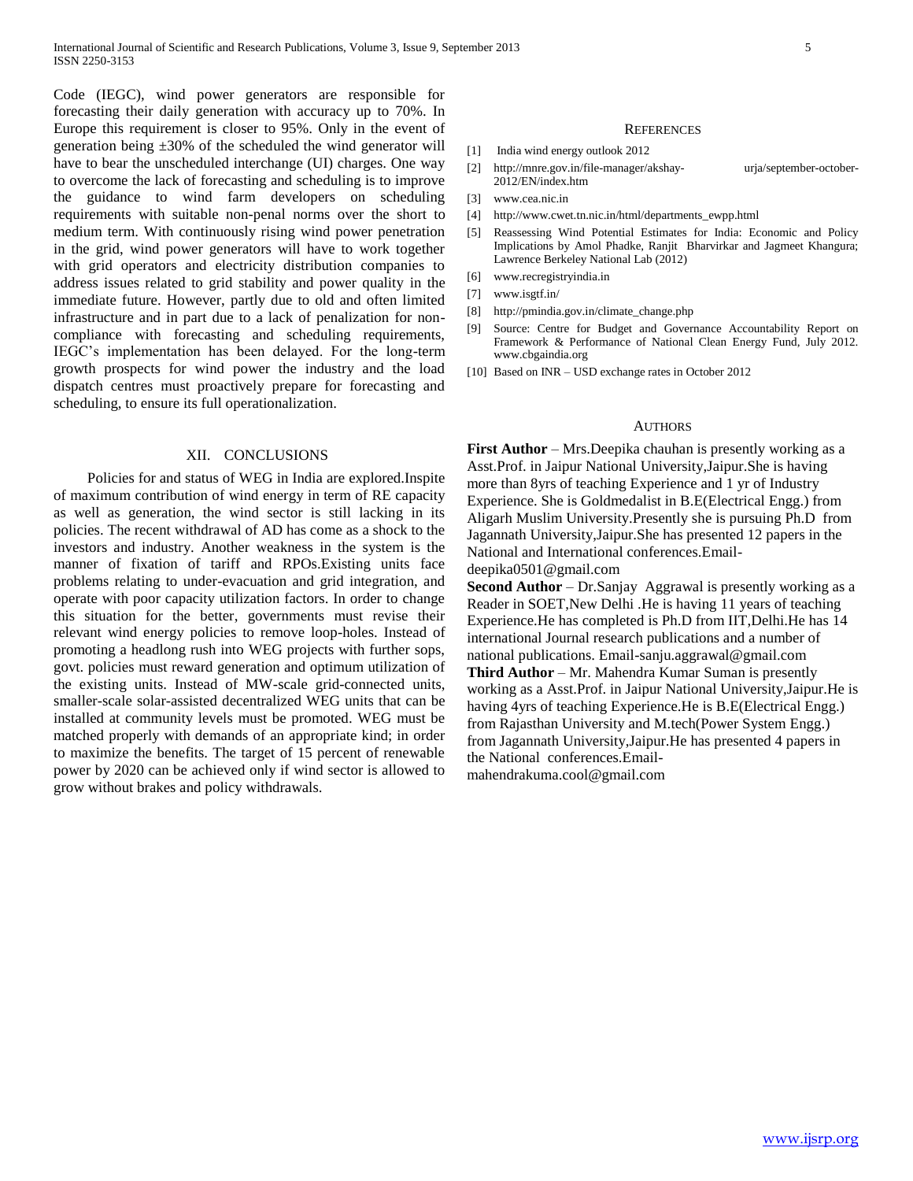Code (IEGC), wind power generators are responsible for forecasting their daily generation with accuracy up to 70%. In Europe this requirement is closer to 95%. Only in the event of generation being ±30% of the scheduled the wind generator will have to bear the unscheduled interchange (UI) charges. One way to overcome the lack of forecasting and scheduling is to improve the guidance to wind farm developers on scheduling requirements with suitable non-penal norms over the short to medium term. With continuously rising wind power penetration in the grid, wind power generators will have to work together with grid operators and electricity distribution companies to address issues related to grid stability and power quality in the immediate future. However, partly due to old and often limited infrastructure and in part due to a lack of penalization for non-compliance with forecasting and scheduling requirements, IEGC's implementation has been delayed. For the long-term growth prospects for wind power the industry and the load dispatch centres must proactively prepare for forecasting and scheduling, to ensure its full operationalization.

## XII. Conclusions

Policies for and status of WEG in India are explored.Inspite of maximum contribution of wind energy in term of RE capacity as well as generation, the wind sector is still lacking in its policies. The recent withdrawal of AD has come as a shock to the investors and industry. Another weakness in the system is the manner of fixation of tariff and RPOs.Existing units face problems relating to under-evacuation and grid integration, and operate with poor capacity utilization factors. In order to change this situation for the better, governments must revise their relevant wind energy policies to remove loop-holes. Instead of promoting a headlong rush into WEG projects with further sops, govt. policies must reward generation and optimum utilization of the existing units. Instead of MW-scale grid-connected units, smaller-scale solar-assisted decentralized WEG units that can be installed at community levels must be promoted. WEG must be matched properly with demands of an appropriate kind; in order to maximize the benefits. The target of 15 percent of renewable power by 2020 can be achieved only if wind sector is allowed to grow without brakes and policy withdrawals.

## References

[1] India wind energy outlook 2012

[2] http://mnre.gov.in/file-manager/akshay-urja/september-october-2012/EN/index.htm

[3] www.cea.nic.in

[4] http://www.cwet.tn.nic.in/html/departments_ewpp.html

[5] Reassessing Wind Potential Estimates for India: Economic and Policy Implications by Amol Phadke, Ranjit Bharvirkar and Jagmeet Khangura; Lawrence Berkeley National Lab (2012)

[6] www.recregistryindia.in

[7] www.isgtf.in/

[8] http://pmindia.gov.in/climate_change.php

[9] Source: Centre for Budget and Governance Accountability Report on Framework & Performance of National Clean Energy Fund, July 2012. www.cbgaindia.org

[10] Based on INR – USD exchange rates in October 2012

## Authors

**First Author** – Mrs.Deepika chauhan is presently working as a Asst.Prof. in Jaipur National University,Jaipur.She is having more than 8yrs of teaching Experience and 1 yr of Industry Experience. She is Goldmedalist in B.E(Electrical Engg.) from Aligarh Muslim University.Presently she is pursuing Ph.D from Jagannath University,Jaipur.She has presented 12 papers in the National and International conferences.Email-deepika0501@gmail.com

**Second Author** – Dr.Sanjay Aggrawal is presently working as a Reader in SOET,New Delhi .He is having 11 years of teaching Experience.He has completed is Ph.D from IIT,Delhi.He has 14 international Journal research publications and a number of national publications. Email-sanju.aggrawal@gmail.com

**Third Author** – Mr. Mahendra Kumar Suman is presently working as a Asst.Prof. in Jaipur National University,Jaipur.He is having 4yrs of teaching Experience.He is B.E(Electrical Engg.) from Rajasthan University and M.tech(Power System Engg.) from Jagannath University,Jaipur.He has presented 4 papers in the National conferences.Email-mahendrakuma.cool@gmail.com